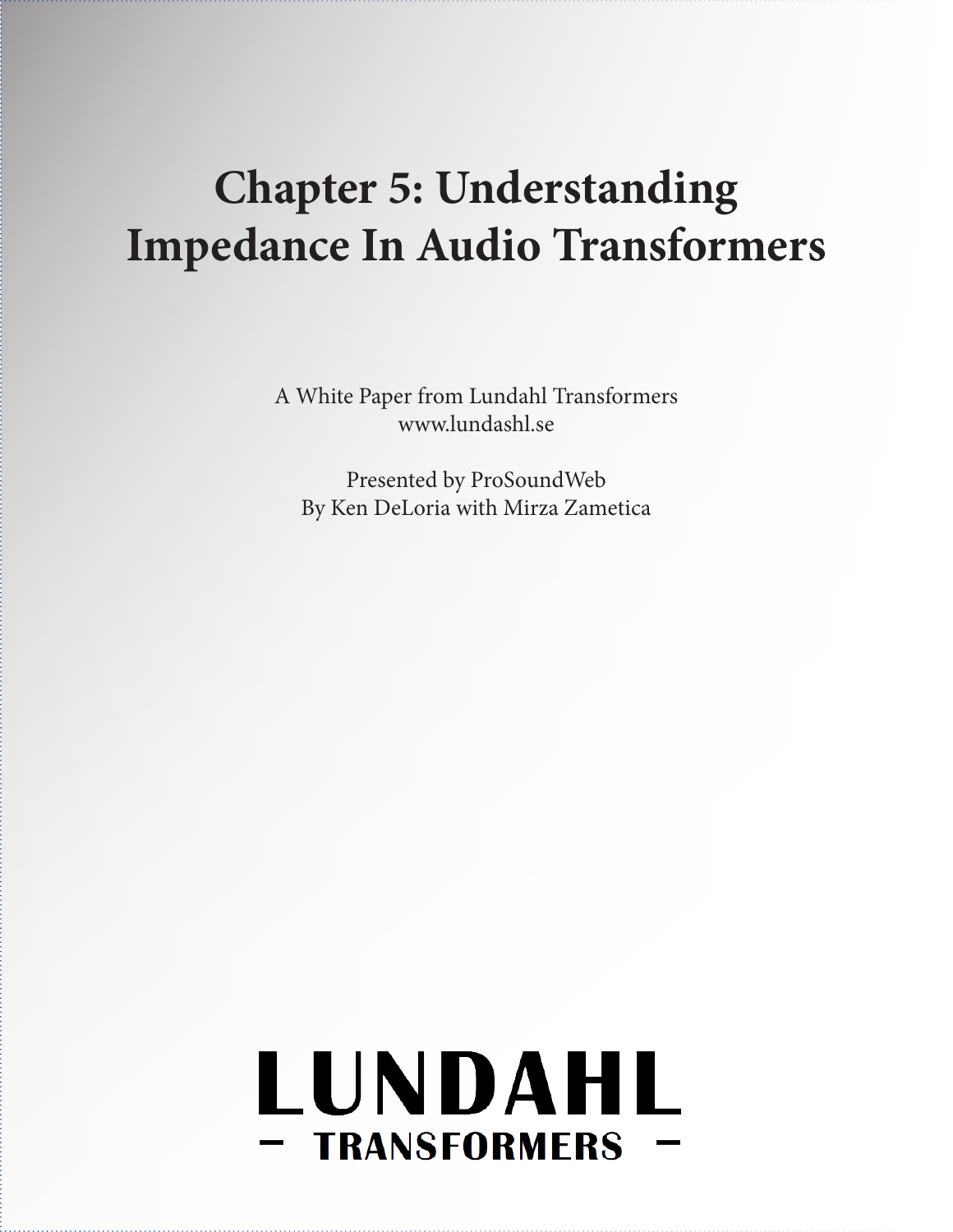# Chapter 5: Understanding Impedance In Audio Transformers

A White Paper from Lundahl Transformers
www.lundashl.se

Presented by ProSoundWeb
By Ken DeLoria with Mirza Zametica

LUNDAHL
– TRANSFORMERS –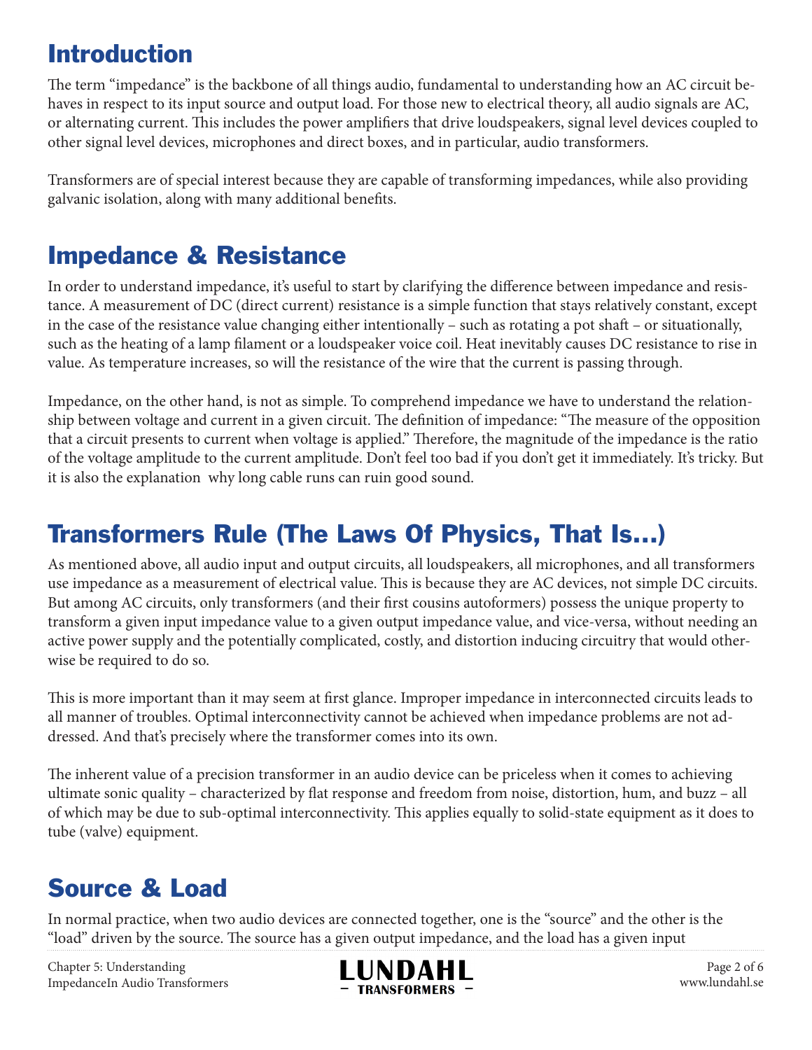## Introduction

The term "impedance" is the backbone of all things audio, fundamental to understanding how an AC circuit behaves in respect to its input source and output load. For those new to electrical theory, all audio signals are AC, or alternating current. This includes the power amplifiers that drive loudspeakers, signal level devices coupled to other signal level devices, microphones and direct boxes, and in particular, audio transformers.

Transformers are of special interest because they are capable of transforming impedances, while also providing galvanic isolation, along with many additional benefits.

## Impedance & Resistance

In order to understand impedance, it's useful to start by clarifying the difference between impedance and resistance. A measurement of DC (direct current) resistance is a simple function that stays relatively constant, except in the case of the resistance value changing either intentionally – such as rotating a pot shaft – or situationally, such as the heating of a lamp filament or a loudspeaker voice coil. Heat inevitably causes DC resistance to rise in value. As temperature increases, so will the resistance of the wire that the current is passing through.

Impedance, on the other hand, is not as simple. To comprehend impedance we have to understand the relationship between voltage and current in a given circuit. The definition of impedance: "The measure of the opposition that a circuit presents to current when voltage is applied." Therefore, the magnitude of the impedance is the ratio of the voltage amplitude to the current amplitude. Don't feel too bad if you don't get it immediately. It's tricky. But it is also the explanation  why long cable runs can ruin good sound.

## Transformers Rule (The Laws Of Physics, That Is...)

As mentioned above, all audio input and output circuits, all loudspeakers, all microphones, and all transformers use impedance as a measurement of electrical value. This is because they are AC devices, not simple DC circuits. But among AC circuits, only transformers (and their first cousins autoformers) possess the unique property to transform a given input impedance value to a given output impedance value, and vice-versa, without needing an active power supply and the potentially complicated, costly, and distortion inducing circuitry that would otherwise be required to do so.

This is more important than it may seem at first glance. Improper impedance in interconnected circuits leads to all manner of troubles. Optimal interconnectivity cannot be achieved when impedance problems are not addressed. And that's precisely where the transformer comes into its own.

The inherent value of a precision transformer in an audio device can be priceless when it comes to achieving ultimate sonic quality – characterized by flat response and freedom from noise, distortion, hum, and buzz – all of which may be due to sub-optimal interconnectivity. This applies equally to solid-state equipment as it does to tube (valve) equipment.

## Source & Load

In normal practice, when two audio devices are connected together, one is the "source" and the other is the "load" driven by the source. The source has a given output impedance, and the load has a given input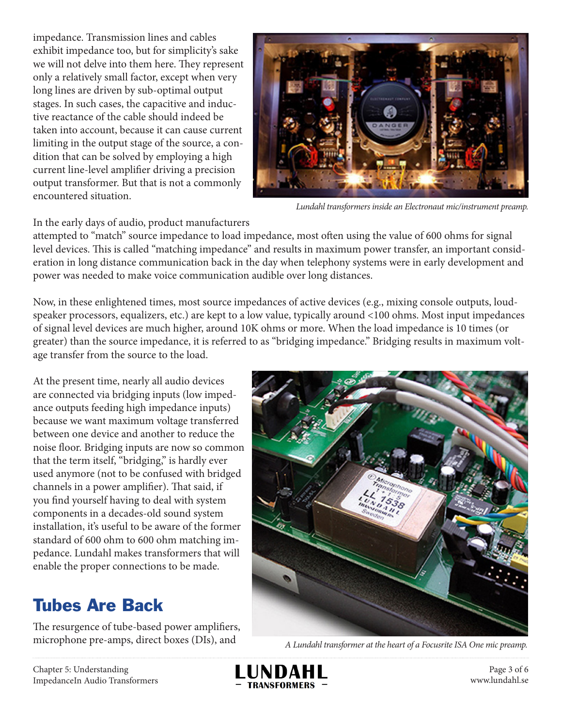impedance. Transmission lines and cables exhibit impedance too, but for simplicity's sake we will not delve into them here. They represent only a relatively small factor, except when very long lines are driven by sub-optimal output stages. In such cases, the capacitive and inductive reactance of the cable should indeed be taken into account, because it can cause current limiting in the output stage of the source, a condition that can be solved by employing a high current line-level amplifier driving a precision output transformer. But that is not a commonly encountered situation.

*Lundahl transformers inside an Electronaut mic/instrument preamp.*

In the early days of audio, product manufacturers attempted to "match" source impedance to load impedance, most often using the value of 600 ohms for signal level devices. This is called "matching impedance" and results in maximum power transfer, an important consideration in long distance communication back in the day when telephony systems were in early development and power was needed to make voice communication audible over long distances.

Now, in these enlightened times, most source impedances of active devices (e.g., mixing console outputs, loudspeaker processors, equalizers, etc.) are kept to a low value, typically around <100 ohms. Most input impedances of signal level devices are much higher, around 10K ohms or more. When the load impedance is 10 times (or greater) than the source impedance, it is referred to as "bridging impedance." Bridging results in maximum voltage transfer from the source to the load.

At the present time, nearly all audio devices are connected via bridging inputs (low impedance outputs feeding high impedance inputs) because we want maximum voltage transferred between one device and another to reduce the noise floor. Bridging inputs are now so common that the term itself, "bridging," is hardly ever used anymore (not to be confused with bridged channels in a power amplifier). That said, if you find yourself having to deal with system components in a decades-old sound system installation, it's useful to be aware of the former standard of 600 ohm to 600 ohm matching impedance. Lundahl makes transformers that will enable the proper connections to be made.

*A Lundahl transformer at the heart of a Focusrite ISA One mic preamp.*

## Tubes Are Back

The resurgence of tube-based power amplifiers, microphone pre-amps, direct boxes (DIs), and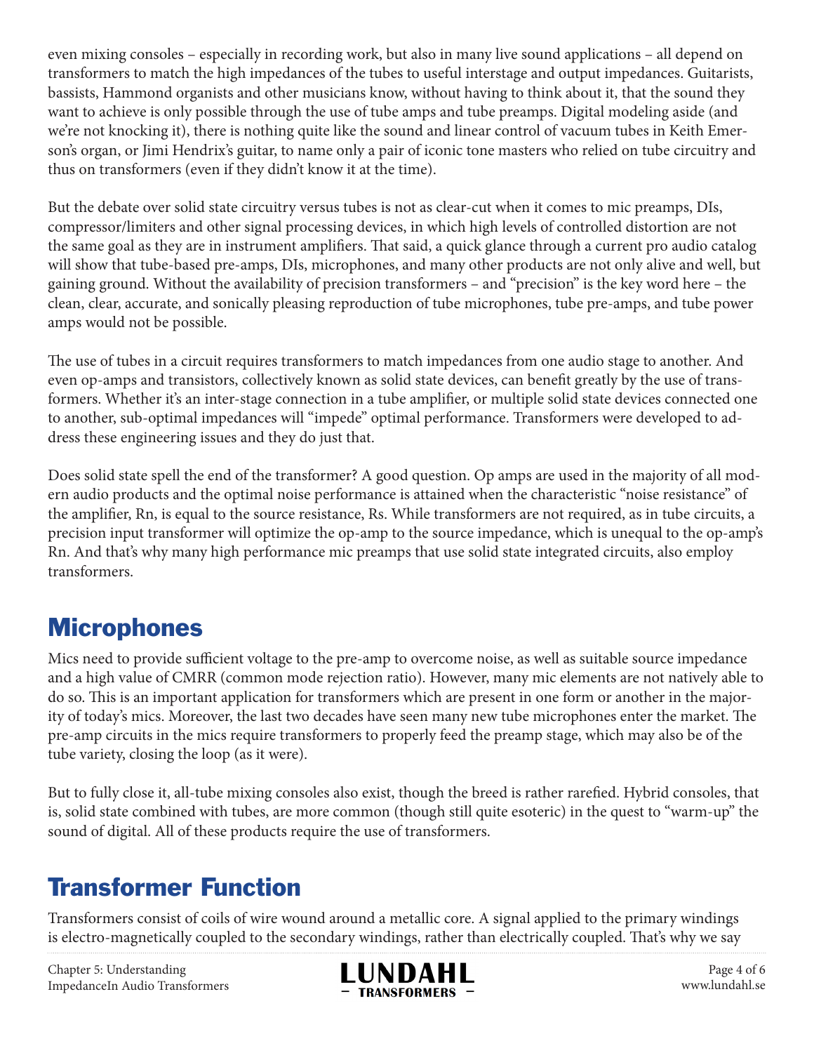even mixing consoles – especially in recording work, but also in many live sound applications – all depend on transformers to match the high impedances of the tubes to useful interstage and output impedances. Guitarists, bassists, Hammond organists and other musicians know, without having to think about it, that the sound they want to achieve is only possible through the use of tube amps and tube preamps. Digital modeling aside (and we're not knocking it), there is nothing quite like the sound and linear control of vacuum tubes in Keith Emerson's organ, or Jimi Hendrix's guitar, to name only a pair of iconic tone masters who relied on tube circuitry and thus on transformers (even if they didn't know it at the time).

But the debate over solid state circuitry versus tubes is not as clear-cut when it comes to mic preamps, DIs, compressor/limiters and other signal processing devices, in which high levels of controlled distortion are not the same goal as they are in instrument amplifiers. That said, a quick glance through a current pro audio catalog will show that tube-based pre-amps, DIs, microphones, and many other products are not only alive and well, but gaining ground. Without the availability of precision transformers – and "precision" is the key word here – the clean, clear, accurate, and sonically pleasing reproduction of tube microphones, tube pre-amps, and tube power amps would not be possible.

The use of tubes in a circuit requires transformers to match impedances from one audio stage to another. And even op-amps and transistors, collectively known as solid state devices, can benefit greatly by the use of transformers. Whether it's an inter-stage connection in a tube amplifier, or multiple solid state devices connected one to another, sub-optimal impedances will "impede" optimal performance. Transformers were developed to address these engineering issues and they do just that.

Does solid state spell the end of the transformer? A good question. Op amps are used in the majority of all modern audio products and the optimal noise performance is attained when the characteristic "noise resistance" of the amplifier, Rn, is equal to the source resistance, Rs. While transformers are not required, as in tube circuits, a precision input transformer will optimize the op-amp to the source impedance, which is unequal to the op-amp's Rn. And that's why many high performance mic preamps that use solid state integrated circuits, also employ transformers.

## Microphones

Mics need to provide sufficient voltage to the pre-amp to overcome noise, as well as suitable source impedance and a high value of CMRR (common mode rejection ratio). However, many mic elements are not natively able to do so. This is an important application for transformers which are present in one form or another in the majority of today's mics. Moreover, the last two decades have seen many new tube microphones enter the market. The pre-amp circuits in the mics require transformers to properly feed the preamp stage, which may also be of the tube variety, closing the loop (as it were).

But to fully close it, all-tube mixing consoles also exist, though the breed is rather rarefied. Hybrid consoles, that is, solid state combined with tubes, are more common (though still quite esoteric) in the quest to "warm-up" the sound of digital. All of these products require the use of transformers.

## Transformer Function

Transformers consist of coils of wire wound around a metallic core. A signal applied to the primary windings is electro-magnetically coupled to the secondary windings, rather than electrically coupled. That's why we say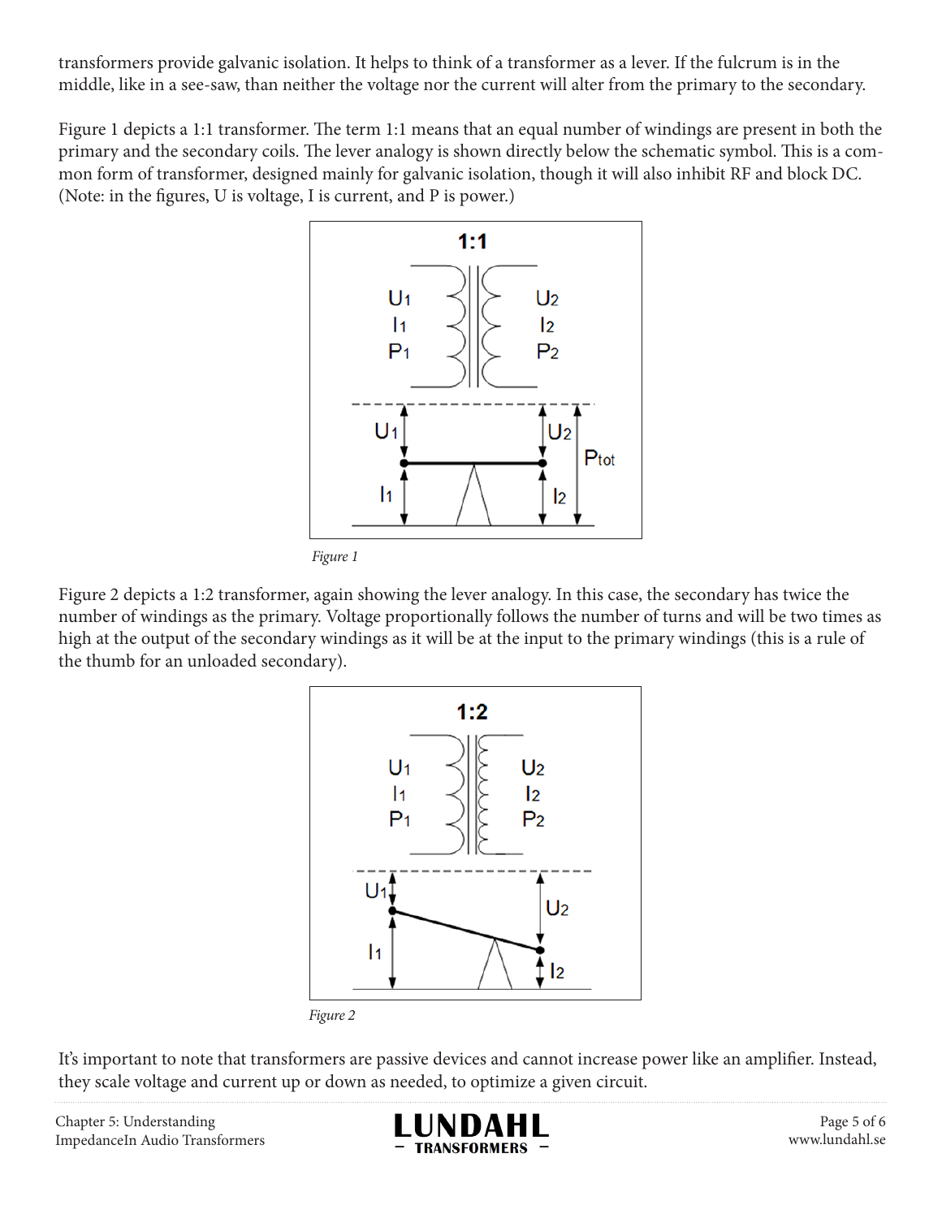transformers provide galvanic isolation. It helps to think of a transformer as a lever. If the fulcrum is in the middle, like in a see-saw, than neither the voltage nor the current will alter from the primary to the secondary.

Figure 1 depicts a 1:1 transformer. The term 1:1 means that an equal number of windings are present in both the primary and the secondary coils. The lever analogy is shown directly below the schematic symbol. This is a common form of transformer, designed mainly for galvanic isolation, though it will also inhibit RF and block DC. (Note: in the figures, U is voltage, I is current, and P is power.)

*Figure 1*

Figure 2 depicts a 1:2 transformer, again showing the lever analogy. In this case, the secondary has twice the number of windings as the primary. Voltage proportionally follows the number of turns and will be two times as high at the output of the secondary windings as it will be at the input to the primary windings (this is a rule of the thumb for an unloaded secondary).

*Figure 2*

It's important to note that transformers are passive devices and cannot increase power like an amplifier. Instead, they scale voltage and current up or down as needed, to optimize a given circuit.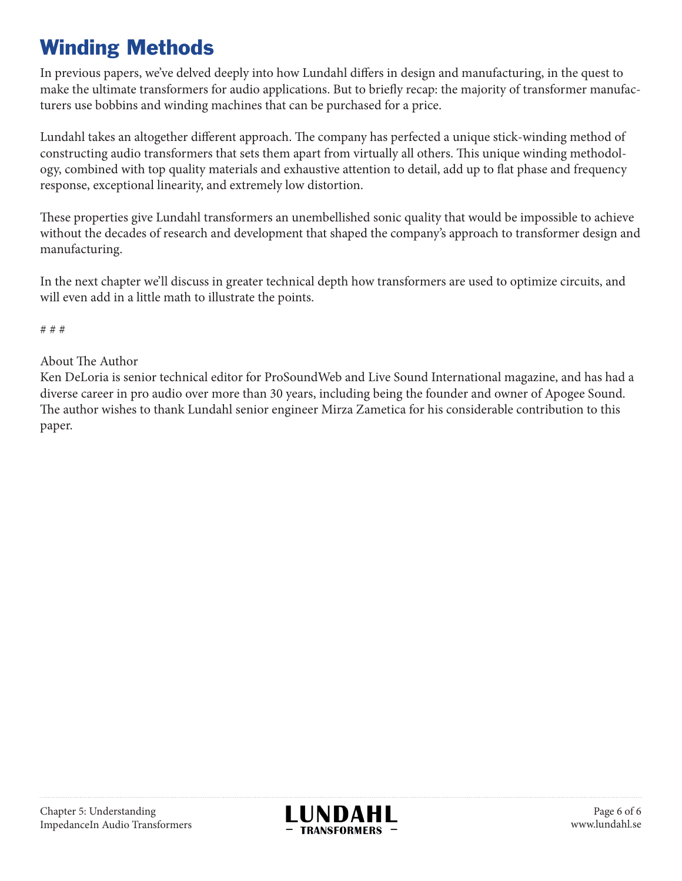# Winding Methods

In previous papers, we've delved deeply into how Lundahl differs in design and manufacturing, in the quest to make the ultimate transformers for audio applications. But to briefly recap: the majority of transformer manufacturers use bobbins and winding machines that can be purchased for a price.

Lundahl takes an altogether different approach. The company has perfected a unique stick-winding method of constructing audio transformers that sets them apart from virtually all others. This unique winding methodology, combined with top quality materials and exhaustive attention to detail, add up to flat phase and frequency response, exceptional linearity, and extremely low distortion.

These properties give Lundahl transformers an unembellished sonic quality that would be impossible to achieve without the decades of research and development that shaped the company's approach to transformer design and manufacturing.

In the next chapter we'll discuss in greater technical depth how transformers are used to optimize circuits, and will even add in a little math to illustrate the points.

# # #

About The Author

Ken DeLoria is senior technical editor for ProSoundWeb and Live Sound International magazine, and has had a diverse career in pro audio over more than 30 years, including being the founder and owner of Apogee Sound. The author wishes to thank Lundahl senior engineer Mirza Zametica for his considerable contribution to this paper.